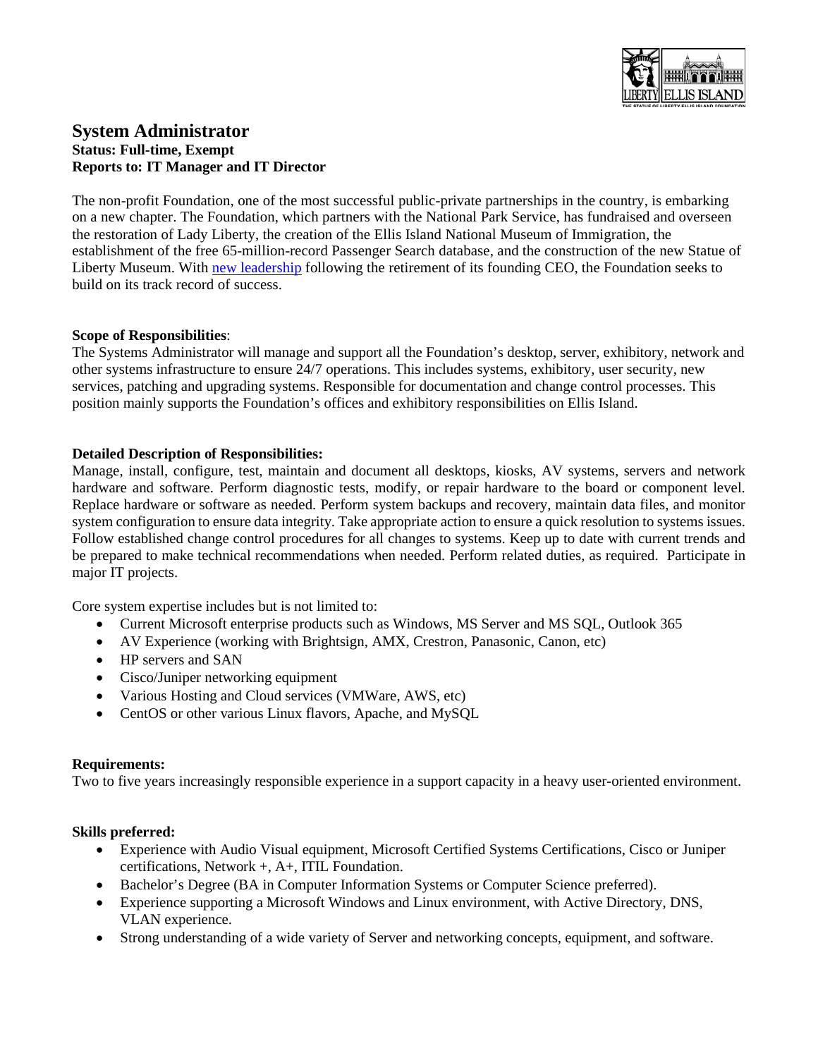# System Administrator

**Status: Full-time, Exempt**
**Reports to: IT Manager and IT Director**

The non-profit Foundation, one of the most successful public-private partnerships in the country, is embarking on a new chapter. The Foundation, which partners with the National Park Service, has fundraised and overseen the restoration of Lady Liberty, the creation of the Ellis Island National Museum of Immigration, the establishment of the free 65-million-record Passenger Search database, and the construction of the new Statue of Liberty Museum. With new leadership following the retirement of its founding CEO, the Foundation seeks to build on its track record of success.

**Scope of Responsibilities**:
The Systems Administrator will manage and support all the Foundation's desktop, server, exhibitory, network and other systems infrastructure to ensure 24/7 operations. This includes systems, exhibitory, user security, new services, patching and upgrading systems. Responsible for documentation and change control processes. This position mainly supports the Foundation's offices and exhibitory responsibilities on Ellis Island.

**Detailed Description of Responsibilities:**
Manage, install, configure, test, maintain and document all desktops, kiosks, AV systems, servers and network hardware and software. Perform diagnostic tests, modify, or repair hardware to the board or component level. Replace hardware or software as needed. Perform system backups and recovery, maintain data files, and monitor system configuration to ensure data integrity. Take appropriate action to ensure a quick resolution to systems issues. Follow established change control procedures for all changes to systems. Keep up to date with current trends and be prepared to make technical recommendations when needed. Perform related duties, as required. Participate in major IT projects.

Core system expertise includes but is not limited to:

- Current Microsoft enterprise products such as Windows, MS Server and MS SQL, Outlook 365
- AV Experience (working with Brightsign, AMX, Crestron, Panasonic, Canon, etc)
- HP servers and SAN
- Cisco/Juniper networking equipment
- Various Hosting and Cloud services (VMWare, AWS, etc)
- CentOS or other various Linux flavors, Apache, and MySQL

**Requirements:**
Two to five years increasingly responsible experience in a support capacity in a heavy user-oriented environment.

**Skills preferred:**

- Experience with Audio Visual equipment, Microsoft Certified Systems Certifications, Cisco or Juniper certifications, Network +, A+, ITIL Foundation.
- Bachelor's Degree (BA in Computer Information Systems or Computer Science preferred).
- Experience supporting a Microsoft Windows and Linux environment, with Active Directory, DNS, VLAN experience.
- Strong understanding of a wide variety of Server and networking concepts, equipment, and software.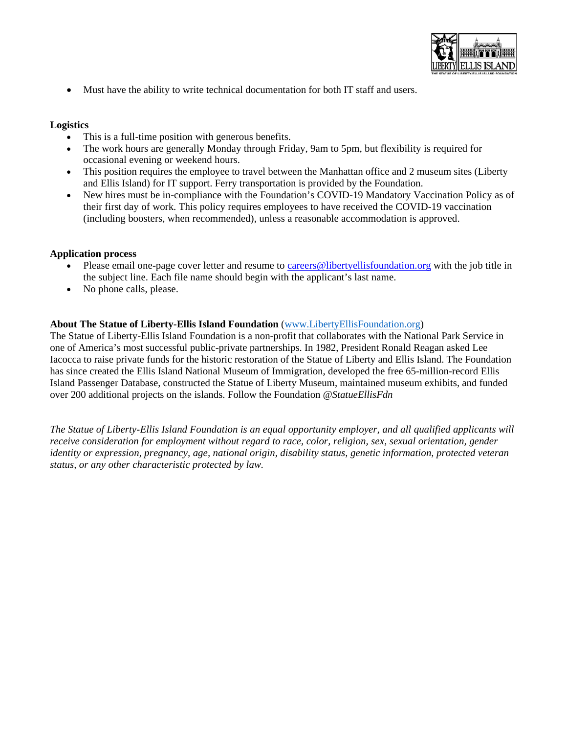- Must have the ability to write technical documentation for both IT staff and users.

**Logistics**

- This is a full-time position with generous benefits.
- The work hours are generally Monday through Friday, 9am to 5pm, but flexibility is required for occasional evening or weekend hours.
- This position requires the employee to travel between the Manhattan office and 2 museum sites (Liberty and Ellis Island) for IT support. Ferry transportation is provided by the Foundation.
- New hires must be in-compliance with the Foundation's COVID-19 Mandatory Vaccination Policy as of their first day of work. This policy requires employees to have received the COVID-19 vaccination (including boosters, when recommended), unless a reasonable accommodation is approved.

**Application process**

- Please email one-page cover letter and resume to careers@libertyellisfoundation.org with the job title in the subject line. Each file name should begin with the applicant's last name.
- No phone calls, please.

**About The Statue of Liberty-Ellis Island Foundation** (www.LibertyEllisFoundation.org)
The Statue of Liberty-Ellis Island Foundation is a non-profit that collaborates with the National Park Service in one of America's most successful public-private partnerships. In 1982, President Ronald Reagan asked Lee Iacocca to raise private funds for the historic restoration of the Statue of Liberty and Ellis Island. The Foundation has since created the Ellis Island National Museum of Immigration, developed the free 65-million-record Ellis Island Passenger Database, constructed the Statue of Liberty Museum, maintained museum exhibits, and funded over 200 additional projects on the islands. Follow the Foundation *@StatueEllisFdn*

*The Statue of Liberty-Ellis Island Foundation is an equal opportunity employer, and all qualified applicants will receive consideration for employment without regard to race, color, religion, sex, sexual orientation, gender identity or expression, pregnancy, age, national origin, disability status, genetic information, protected veteran status, or any other characteristic protected by law.*